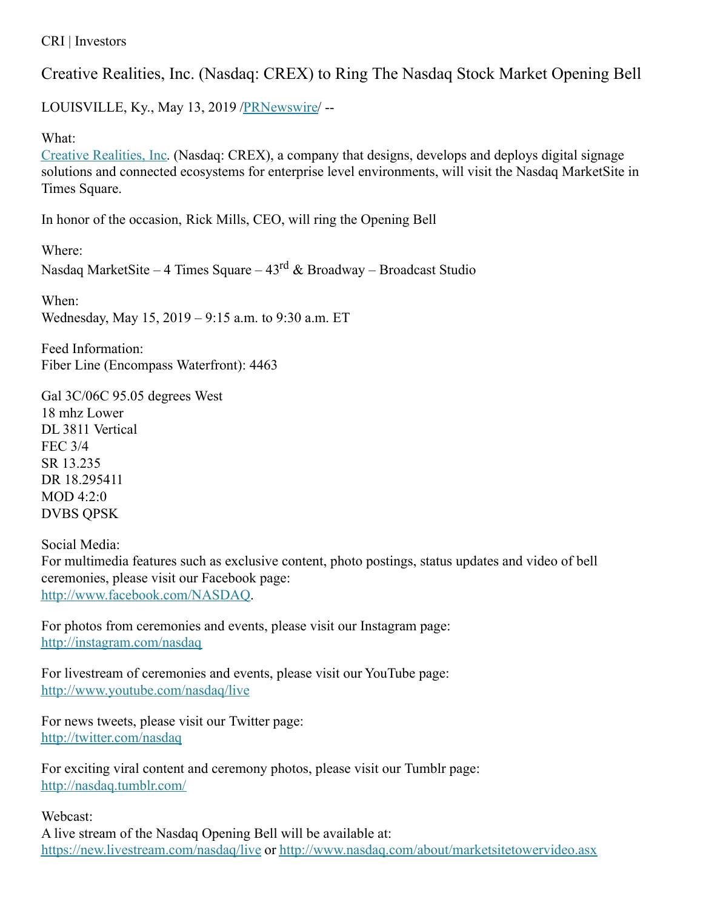CRI | Investors

# Creative Realities, Inc. (Nasdaq: CREX) to Ring The Nasdaq Stock Market Opening Bell

LOUISVILLE, Ky., May 13, 2019 /PRNewswire/ --

What:
Creative Realities, Inc. (Nasdaq: CREX), a company that designs, develops and deploys digital signage solutions and connected ecosystems for enterprise level environments, will visit the Nasdaq MarketSite in Times Square.

In honor of the occasion, Rick Mills, CEO, will ring the Opening Bell

Where:
Nasdaq MarketSite – 4 Times Square – 43rd & Broadway – Broadcast Studio

When:
Wednesday, May 15, 2019 – 9:15 a.m. to 9:30 a.m. ET

Feed Information:
Fiber Line (Encompass Waterfront): 4463

Gal 3C/06C 95.05 degrees West
18 mhz Lower
DL 3811 Vertical
FEC 3/4
SR 13.235
DR 18.295411
MOD 4:2:0
DVBS QPSK

Social Media:
For multimedia features such as exclusive content, photo postings, status updates and video of bell ceremonies, please visit our Facebook page:
http://www.facebook.com/NASDAQ.

For photos from ceremonies and events, please visit our Instagram page:
http://instagram.com/nasdaq

For livestream of ceremonies and events, please visit our YouTube page:
http://www.youtube.com/nasdaq/live

For news tweets, please visit our Twitter page:
http://twitter.com/nasdaq

For exciting viral content and ceremony photos, please visit our Tumblr page:
http://nasdaq.tumblr.com/

Webcast:
A live stream of the Nasdaq Opening Bell will be available at:
https://new.livestream.com/nasdaq/live or http://www.nasdaq.com/about/marketsitetowervideo.asx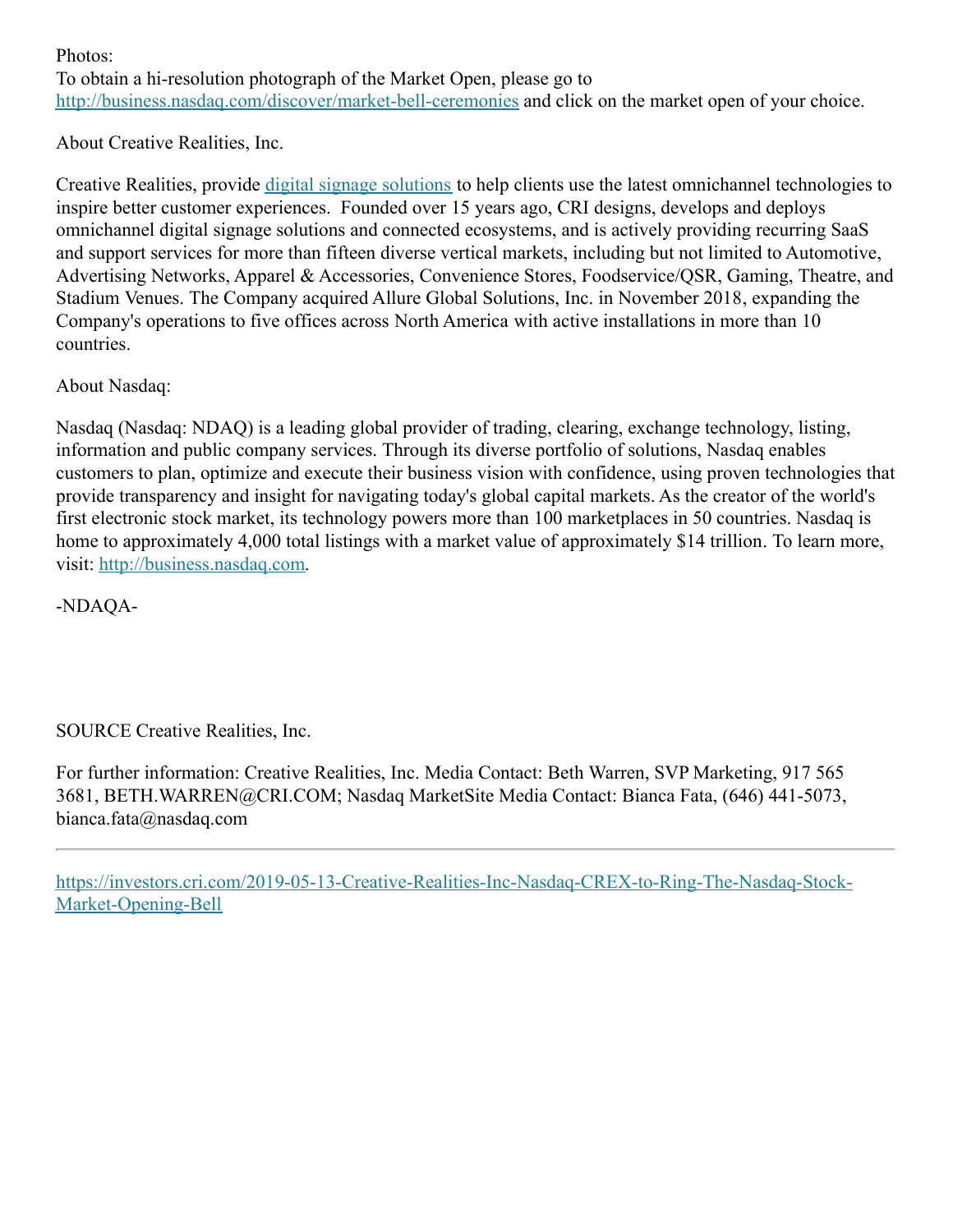Photos:
To obtain a hi-resolution photograph of the Market Open, please go to [http://business.nasdaq.com/discover/market-bell-ceremonies](http://business.nasdaq.com/discover/market-bell-ceremonies) and click on the market open of your choice.

About Creative Realities, Inc.

Creative Realities, provide [digital signage solutions](#) to help clients use the latest omnichannel technologies to inspire better customer experiences.  Founded over 15 years ago, CRI designs, develops and deploys omnichannel digital signage solutions and connected ecosystems, and is actively providing recurring SaaS and support services for more than fifteen diverse vertical markets, including but not limited to Automotive, Advertising Networks, Apparel & Accessories, Convenience Stores, Foodservice/QSR, Gaming, Theatre, and Stadium Venues. The Company acquired Allure Global Solutions, Inc. in November 2018, expanding the Company's operations to five offices across North America with active installations in more than 10 countries.

About Nasdaq:

Nasdaq (Nasdaq: NDAQ) is a leading global provider of trading, clearing, exchange technology, listing, information and public company services. Through its diverse portfolio of solutions, Nasdaq enables customers to plan, optimize and execute their business vision with confidence, using proven technologies that provide transparency and insight for navigating today's global capital markets. As the creator of the world's first electronic stock market, its technology powers more than 100 marketplaces in 50 countries. Nasdaq is home to approximately 4,000 total listings with a market value of approximately $14 trillion. To learn more, visit: [http://business.nasdaq.com](http://business.nasdaq.com).

-NDAQA-

SOURCE Creative Realities, Inc.

For further information: Creative Realities, Inc. Media Contact: Beth Warren, SVP Marketing, 917 565 3681, BETH.WARREN@CRI.COM; Nasdaq MarketSite Media Contact: Bianca Fata, (646) 441-5073, bianca.fata@nasdaq.com

---

[https://investors.cri.com/2019-05-13-Creative-Realities-Inc-Nasdaq-CREX-to-Ring-The-Nasdaq-Stock-Market-Opening-Bell](https://investors.cri.com/2019-05-13-Creative-Realities-Inc-Nasdaq-CREX-to-Ring-The-Nasdaq-Stock-Market-Opening-Bell)